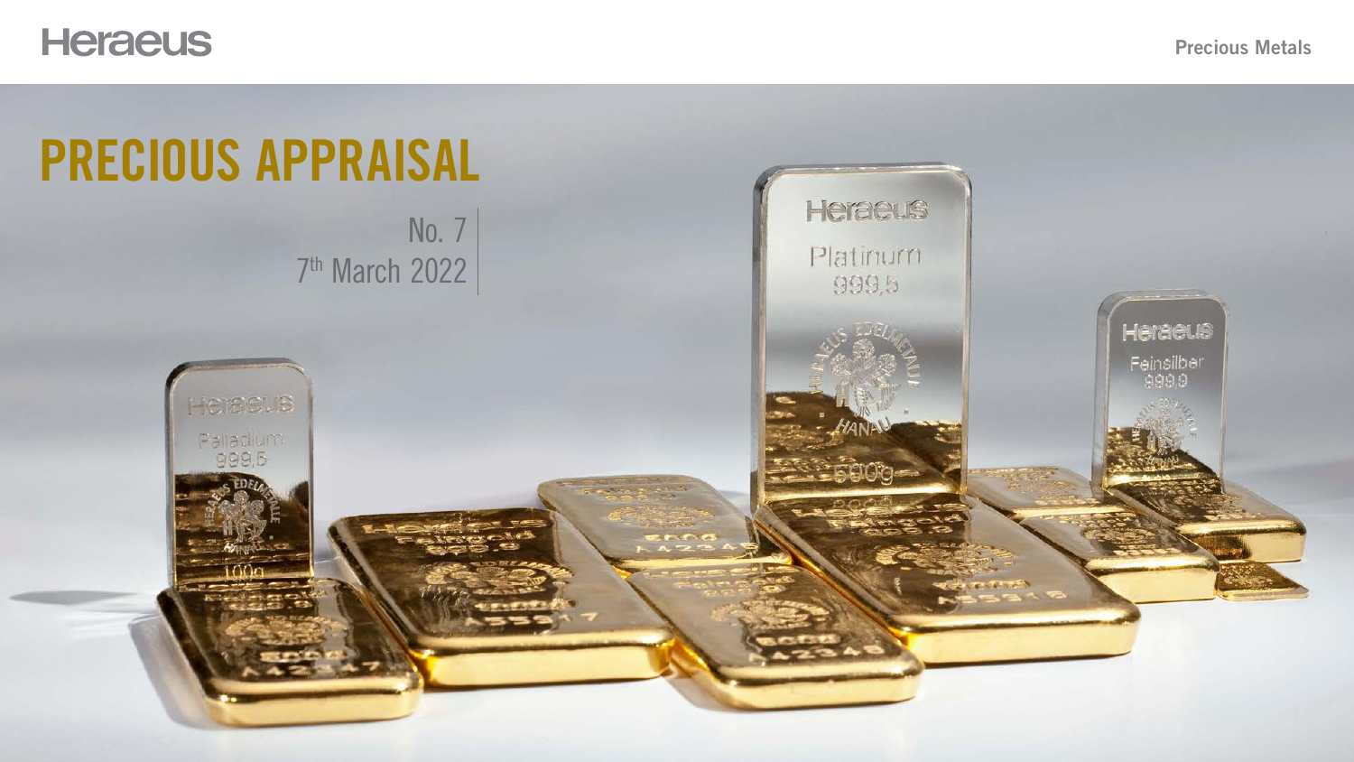Heraeus

Precious Metals

# PRECIOUS APPRAISAL

No. 7

7th March 2022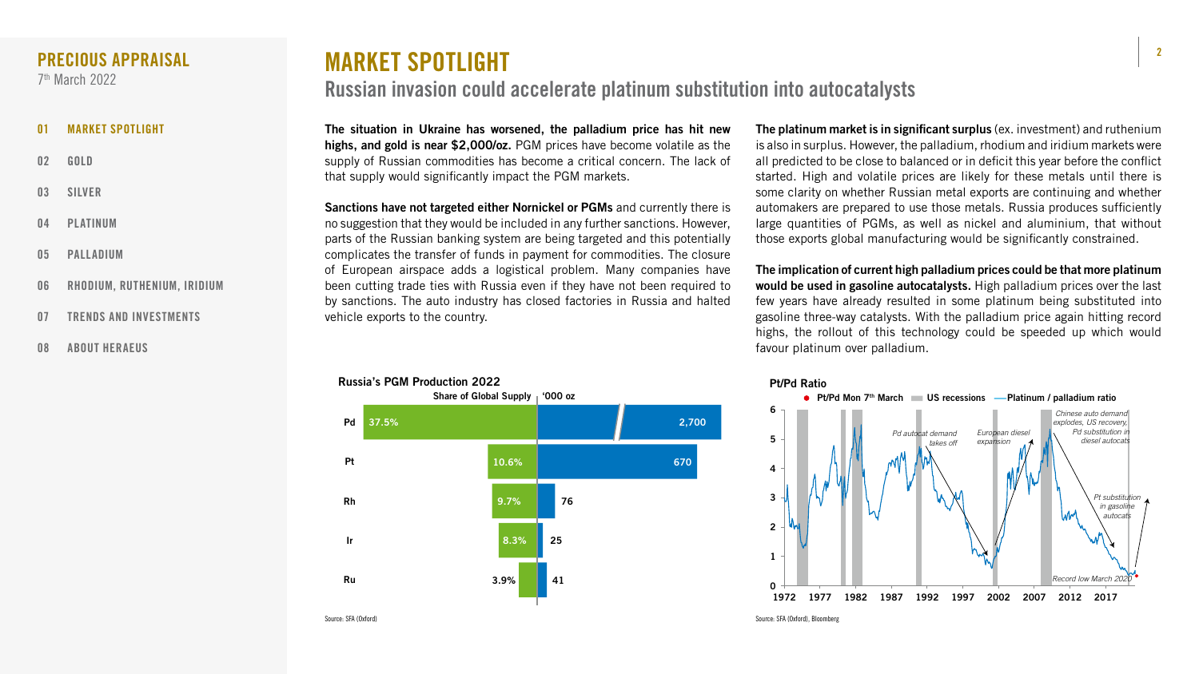# MARKET SPOTLIGHT

## Russian invasion could accelerate platinum substitution into autocatalysts

**The situation in Ukraine has worsened, the palladium price has hit new highs, and gold is near $2,000/oz.** PGM prices have become volatile as the supply of Russian commodities has become a critical concern. The lack of that supply would significantly impact the PGM markets.

**Sanctions have not targeted either Nornickel or PGMs** and currently there is no suggestion that they would be included in any further sanctions. However, parts of the Russian banking system are being targeted and this potentially complicates the transfer of funds in payment for commodities. The closure of European airspace adds a logistical problem. Many companies have been cutting trade ties with Russia even if they have not been required to by sanctions. The auto industry has closed factories in Russia and halted vehicle exports to the country.

**Russia's PGM Production 2022**

| | Share of Global Supply | '000 oz |
|---|---|---|
| Pd | 37.5% | 2,700 |
| Pt | 10.6% | 670 |
| Rh | 9.7% | 76 |
| Ir | 8.3% | 25 |
| Ru | 3.9% | 41 |

Source: SFA (Oxford)

**The platinum market is in significant surplus** (ex. investment) and ruthenium is also in surplus. However, the palladium, rhodium and iridium markets were all predicted to be close to balanced or in deficit this year before the conflict started. High and volatile prices are likely for these metals until there is some clarity on whether Russian metal exports are continuing and whether automakers are prepared to use those metals. Russia produces sufficiently large quantities of PGMs, as well as nickel and aluminium, that without those exports global manufacturing would be significantly constrained.

**The implication of current high palladium prices could be that more platinum would be used in gasoline autocatalysts.** High palladium prices over the last few years have already resulted in some platinum being substituted into gasoline three-way catalysts. With the palladium price again hitting record highs, the rollout of this technology could be speeded up which would favour platinum over palladium.

**Pt/Pd Ratio**

Source: SFA (Oxford), Bloomberg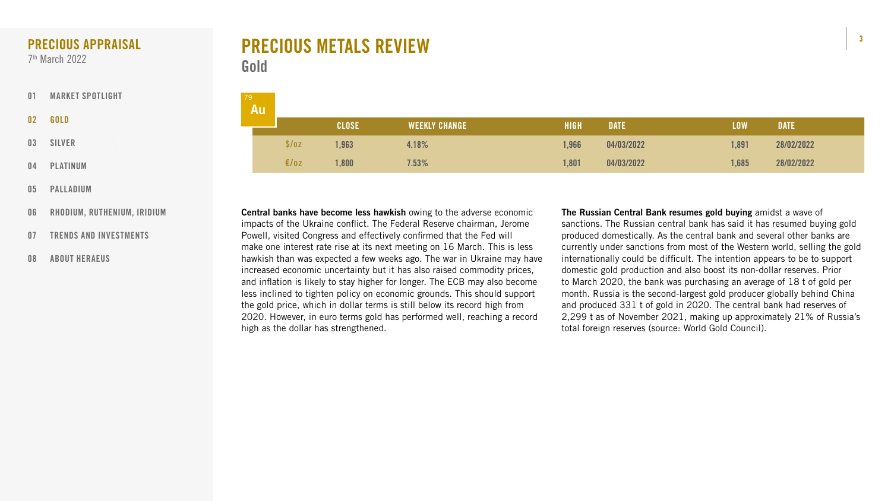# PRECIOUS METALS REVIEW

## Gold

79
**Au**

| | CLOSE | WEEKLY CHANGE | HIGH | DATE | LOW | DATE |
|---|---|---|---|---|---|---|
| $/oz | 1,963 | 4.18% | 1,966 | 04/03/2022 | 1,891 | 28/02/2022 |
| €/oz | 1,800 | 7.53% | 1,801 | 04/03/2022 | 1,685 | 28/02/2022 |

**Central banks have become less hawkish** owing to the adverse economic impacts of the Ukraine conflict. The Federal Reserve chairman, Jerome Powell, visited Congress and effectively confirmed that the Fed will make one interest rate rise at its next meeting on 16 March. This is less hawkish than was expected a few weeks ago. The war in Ukraine may have increased economic uncertainty but it has also raised commodity prices, and inflation is likely to stay higher for longer. The ECB may also become less inclined to tighten policy on economic grounds. This should support the gold price, which in dollar terms is still below its record high from 2020. However, in euro terms gold has performed well, reaching a record high as the dollar has strengthened.

**The Russian Central Bank resumes gold buying** amidst a wave of sanctions. The Russian central bank has said it has resumed buying gold produced domestically. As the central bank and several other banks are currently under sanctions from most of the Western world, selling the gold internationally could be difficult. The intention appears to be to support domestic gold production and also boost its non-dollar reserves. Prior to March 2020, the bank was purchasing an average of 18 t of gold per month. Russia is the second-largest gold producer globally behind China and produced 331 t of gold in 2020. The central bank had reserves of 2,299 t as of November 2021, making up approximately 21% of Russia's total foreign reserves (source: World Gold Council).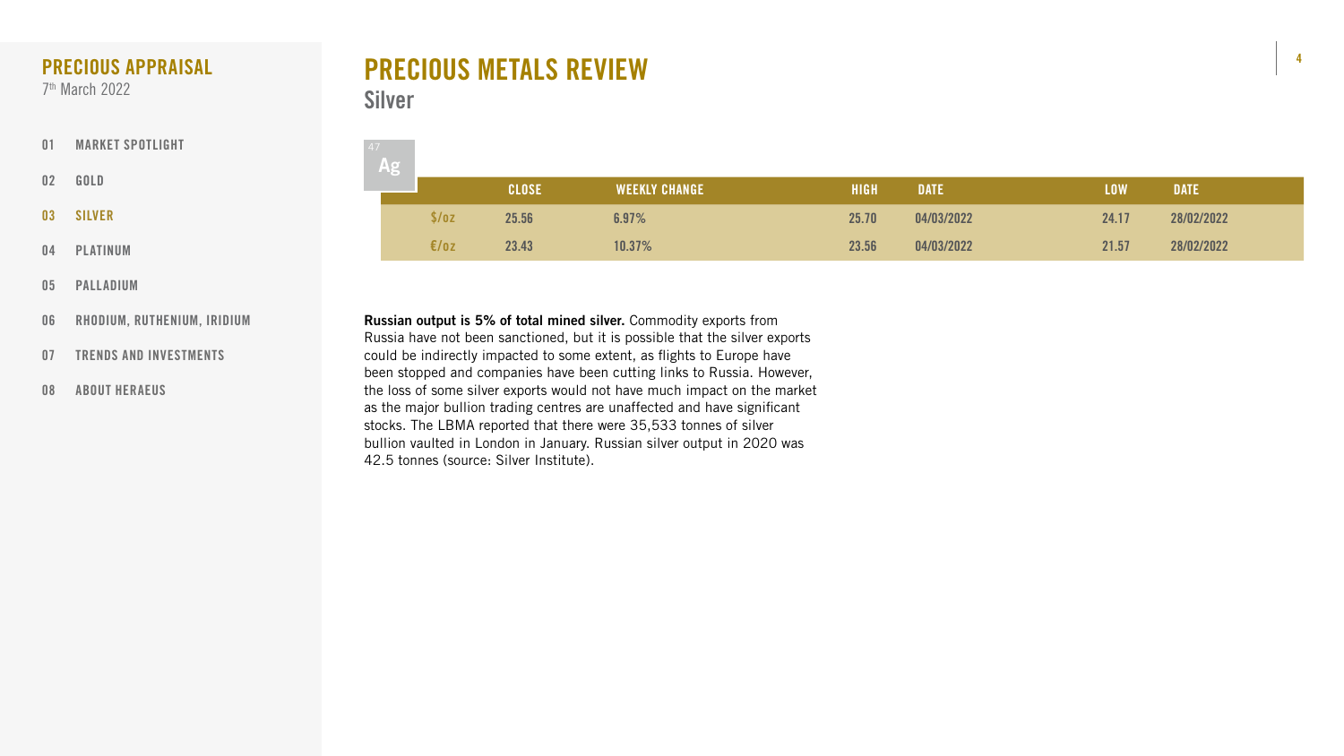# PRECIOUS METALS REVIEW

## Silver

47
Ag

| | CLOSE | WEEKLY CHANGE | HIGH | DATE | LOW | DATE |
|---|---|---|---|---|---|---|
| $/oz | 25.56 | 6.97% | 25.70 | 04/03/2022 | 24.17 | 28/02/2022 |
| €/oz | 23.43 | 10.37% | 23.56 | 04/03/2022 | 21.57 | 28/02/2022 |

**Russian output is 5% of total mined silver.** Commodity exports from Russia have not been sanctioned, but it is possible that the silver exports could be indirectly impacted to some extent, as flights to Europe have been stopped and companies have been cutting links to Russia. However, the loss of some silver exports would not have much impact on the market as the major bullion trading centres are unaffected and have significant stocks. The LBMA reported that there were 35,533 tonnes of silver bullion vaulted in London in January. Russian silver output in 2020 was 42.5 tonnes (source: Silver Institute).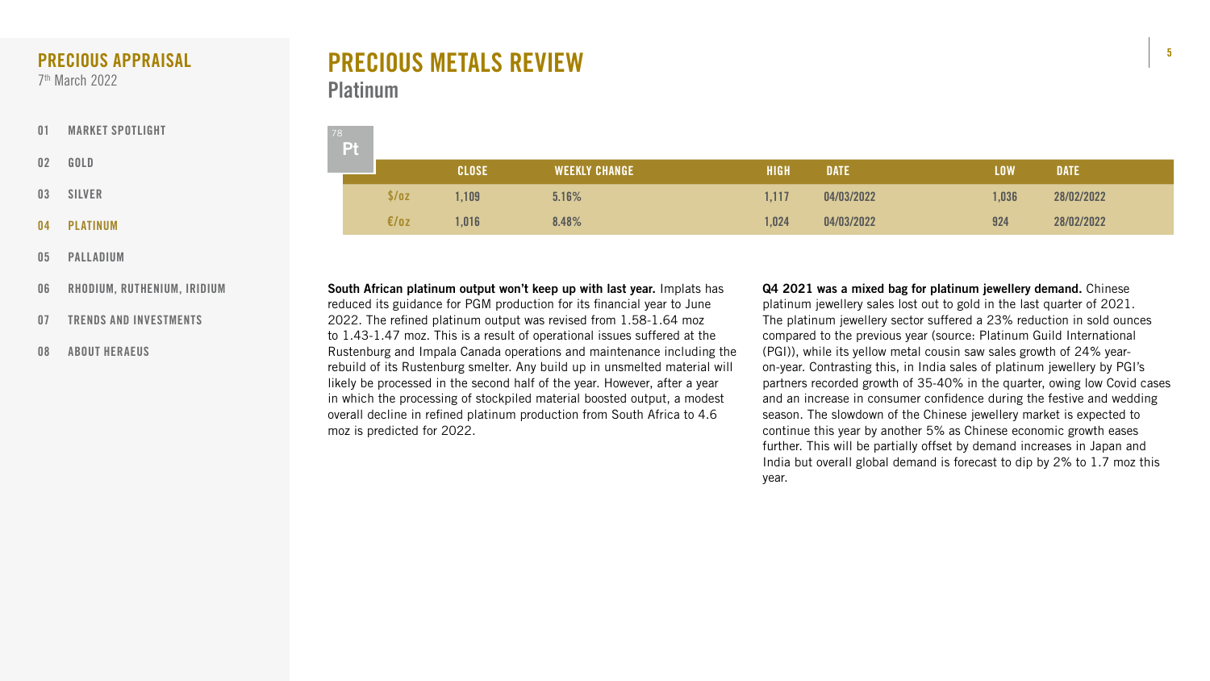# PRECIOUS METALS REVIEW

## Platinum

78 Pt

| | CLOSE | WEEKLY CHANGE | HIGH | DATE | LOW | DATE |
|---|---|---|---|---|---|---|
| $/oz | 1,109 | 5.16% | 1,117 | 04/03/2022 | 1,036 | 28/02/2022 |
| €/oz | 1,016 | 8.48% | 1,024 | 04/03/2022 | 924 | 28/02/2022 |

**South African platinum output won't keep up with last year.** Implats has reduced its guidance for PGM production for its financial year to June 2022. The refined platinum output was revised from 1.58-1.64 moz to 1.43-1.47 moz. This is a result of operational issues suffered at the Rustenburg and Impala Canada operations and maintenance including the rebuild of its Rustenburg smelter. Any build up in unsmelted material will likely be processed in the second half of the year. However, after a year in which the processing of stockpiled material boosted output, a modest overall decline in refined platinum production from South Africa to 4.6 moz is predicted for 2022.

**Q4 2021 was a mixed bag for platinum jewellery demand.** Chinese platinum jewellery sales lost out to gold in the last quarter of 2021. The platinum jewellery sector suffered a 23% reduction in sold ounces compared to the previous year (source: Platinum Guild International (PGI)), while its yellow metal cousin saw sales growth of 24% year-on-year. Contrasting this, in India sales of platinum jewellery by PGI's partners recorded growth of 35-40% in the quarter, owing low Covid cases and an increase in consumer confidence during the festive and wedding season. The slowdown of the Chinese jewellery market is expected to continue this year by another 5% as Chinese economic growth eases further. This will be partially offset by demand increases in Japan and India but overall global demand is forecast to dip by 2% to 1.7 moz this year.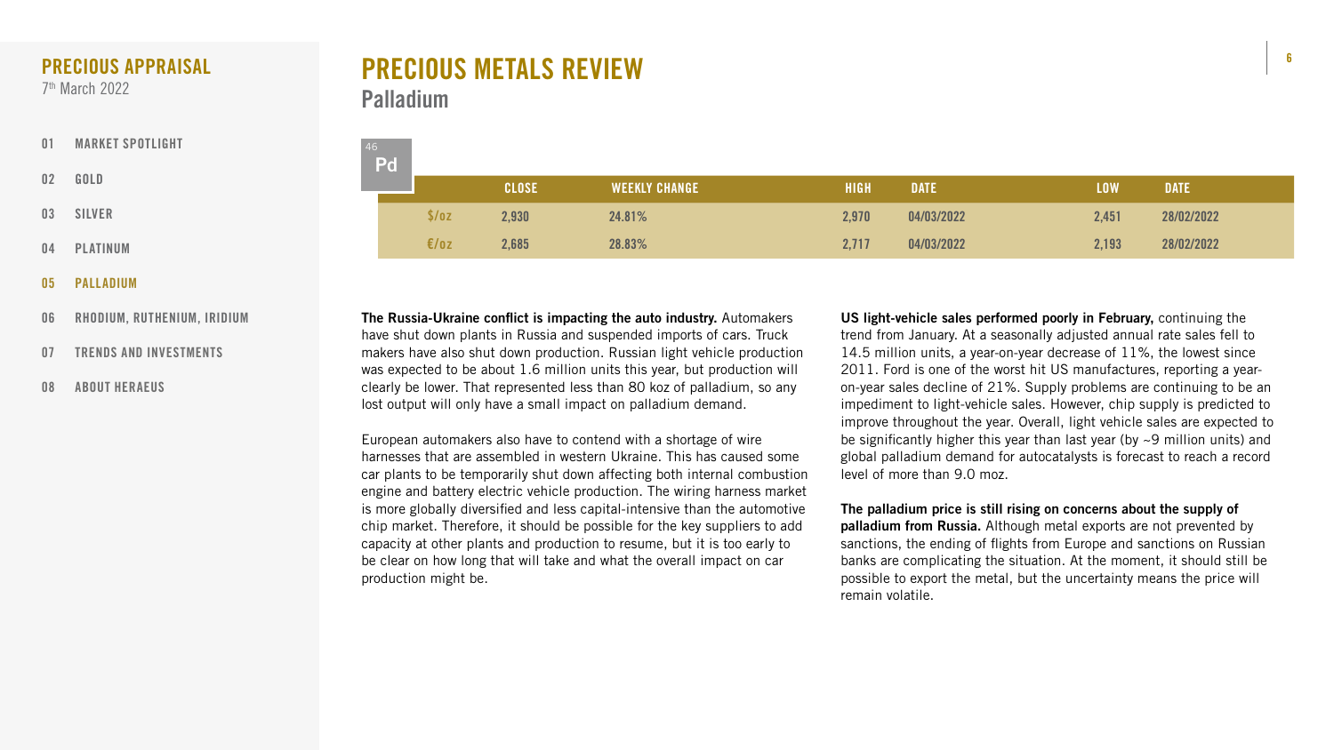# PRECIOUS METALS REVIEW

## Palladium

46 **Pd**

| | CLOSE | WEEKLY CHANGE | HIGH | DATE | LOW | DATE |
|---|---|---|---|---|---|---|
| $/oz | 2,930 | 24.81% | 2,970 | 04/03/2022 | 2,451 | 28/02/2022 |
| €/oz | 2,685 | 28.83% | 2,717 | 04/03/2022 | 2,193 | 28/02/2022 |

**The Russia-Ukraine conflict is impacting the auto industry.** Automakers have shut down plants in Russia and suspended imports of cars. Truck makers have also shut down production. Russian light vehicle production was expected to be about 1.6 million units this year, but production will clearly be lower. That represented less than 80 koz of palladium, so any lost output will only have a small impact on palladium demand.

European automakers also have to contend with a shortage of wire harnesses that are assembled in western Ukraine. This has caused some car plants to be temporarily shut down affecting both internal combustion engine and battery electric vehicle production. The wiring harness market is more globally diversified and less capital-intensive than the automotive chip market. Therefore, it should be possible for the key suppliers to add capacity at other plants and production to resume, but it is too early to be clear on how long that will take and what the overall impact on car production might be.

**US light-vehicle sales performed poorly in February,** continuing the trend from January. At a seasonally adjusted annual rate sales fell to 14.5 million units, a year-on-year decrease of 11%, the lowest since 2011. Ford is one of the worst hit US manufactures, reporting a year-on-year sales decline of 21%. Supply problems are continuing to be an impediment to light-vehicle sales. However, chip supply is predicted to improve throughout the year. Overall, light vehicle sales are expected to be significantly higher this year than last year (by ~9 million units) and global palladium demand for autocatalysts is forecast to reach a record level of more than 9.0 moz.

**The palladium price is still rising on concerns about the supply of palladium from Russia.** Although metal exports are not prevented by sanctions, the ending of flights from Europe and sanctions on Russian banks are complicating the situation. At the moment, it should still be possible to export the metal, but the uncertainty means the price will remain volatile.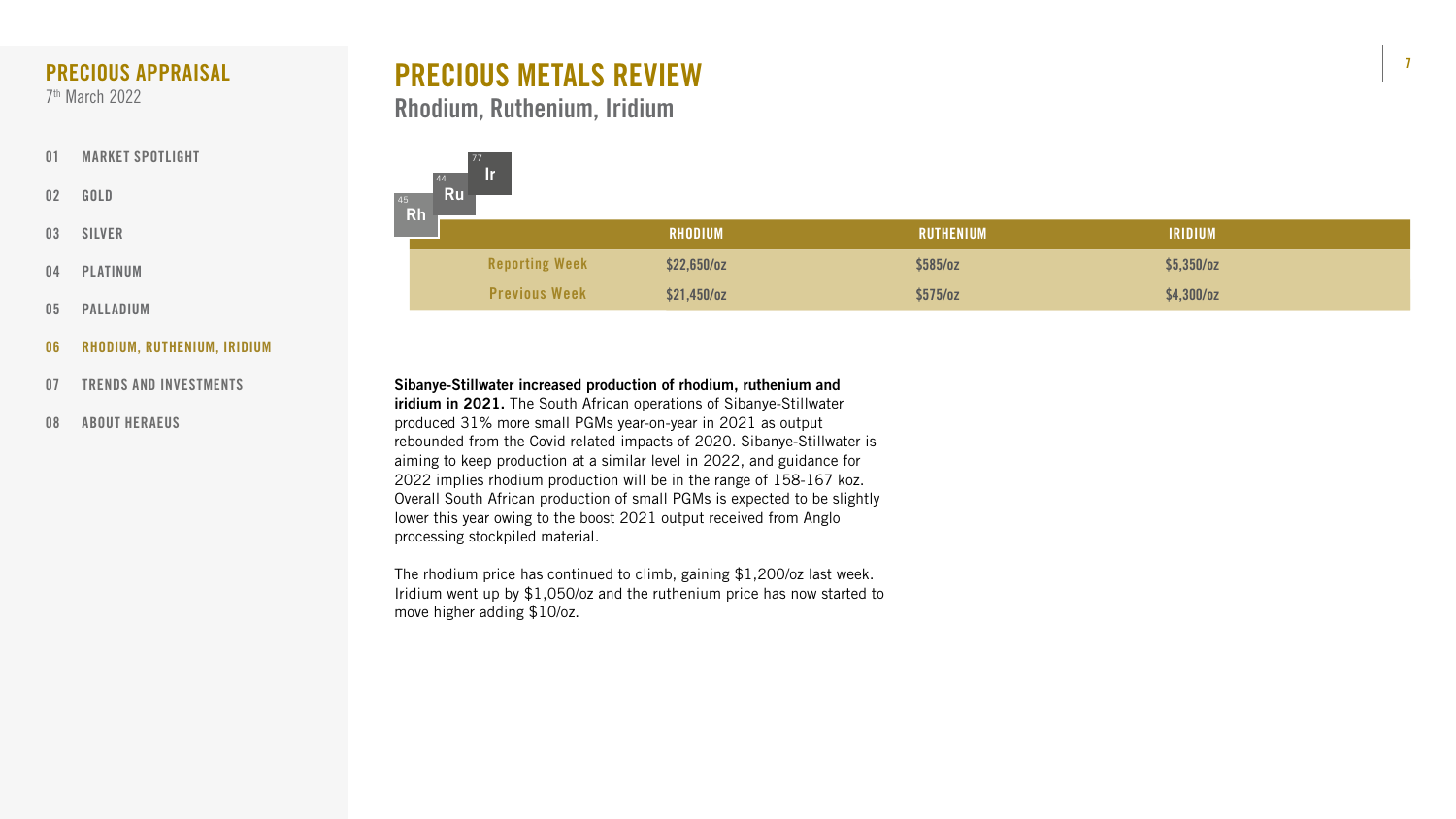## PRECIOUS APPRAISAL
7th March 2022

- 01 MARKET SPOTLIGHT
- 02 GOLD
- 03 SILVER
- 04 PLATINUM
- 05 PALLADIUM
- 06 RHODIUM, RUTHENIUM, IRIDIUM
- 07 TRENDS AND INVESTMENTS
- 08 ABOUT HERAEUS

# PRECIOUS METALS REVIEW

## Rhodium, Ruthenium, Iridium

| | RHODIUM | RUTHENIUM | IRIDIUM |
|---|---|---|---|
| Reporting Week | $22,650/oz | $585/oz | $5,350/oz |
| Previous Week | $21,450/oz | $575/oz | $4,300/oz |

**Sibanye-Stillwater increased production of rhodium, ruthenium and iridium in 2021.** The South African operations of Sibanye-Stillwater produced 31% more small PGMs year-on-year in 2021 as output rebounded from the Covid related impacts of 2020. Sibanye-Stillwater is aiming to keep production at a similar level in 2022, and guidance for 2022 implies rhodium production will be in the range of 158-167 koz. Overall South African production of small PGMs is expected to be slightly lower this year owing to the boost 2021 output received from Anglo processing stockpiled material.

The rhodium price has continued to climb, gaining $1,200/oz last week. Iridium went up by $1,050/oz and the ruthenium price has now started to move higher adding $10/oz.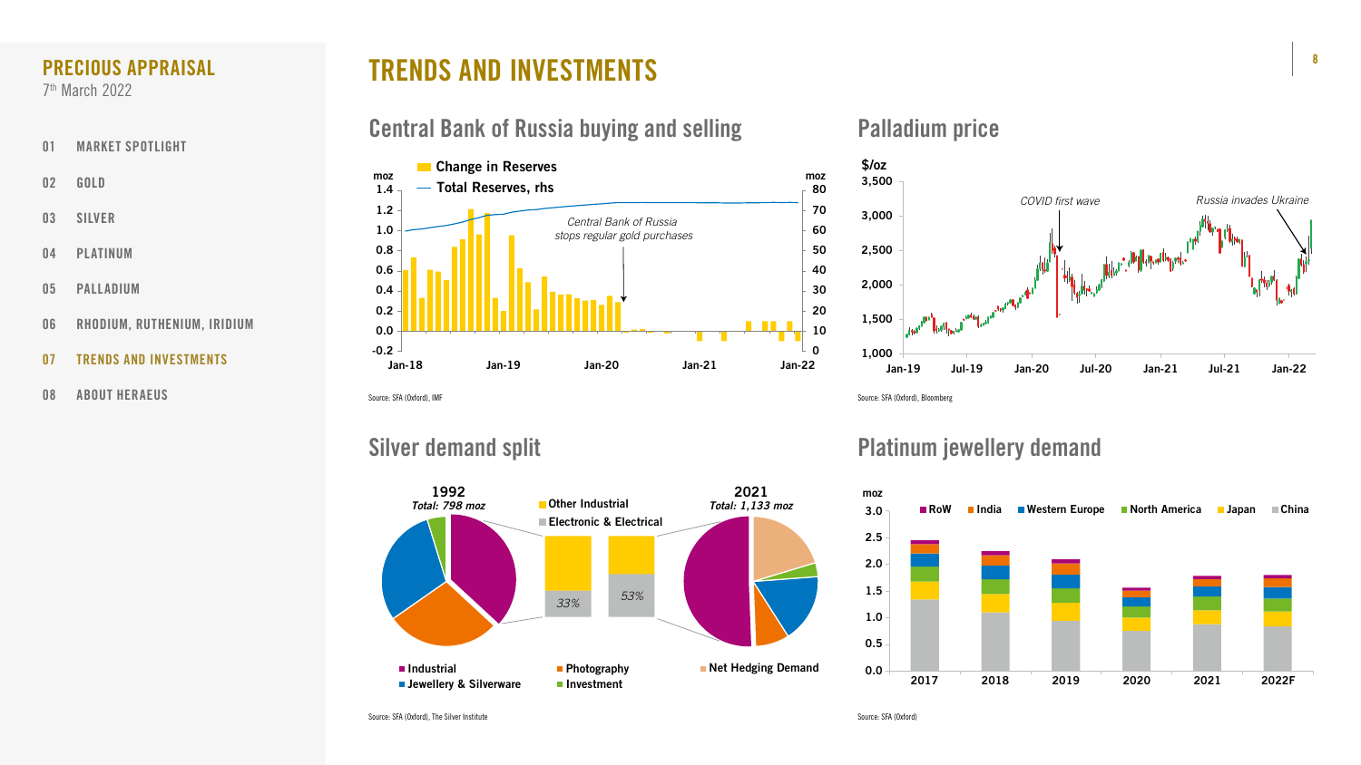# TRENDS AND INVESTMENTS

## Central Bank of Russia buying and selling

Change in Reserves
Total Reserves, rhs

*Central Bank of Russia stops regular gold purchases*

Source: SFA (Oxford), IMF

## Palladium price

*COVID first wave*

*Russia invades Ukraine*

Source: SFA (Oxford), Bloomberg

## Silver demand split

**1992**
*Total: 798 moz*

**2021**
*Total: 1,133 moz*

Other Industrial
Electronic & Electrical

*33%*  *53%*

Industrial
Jewellery & Silverware
Photography
Investment
Net Hedging Demand

Source: SFA (Oxford), The Silver Institute

## Platinum jewellery demand

RoW, India, Western Europe, North America, Japan, China

Source: SFA (Oxford)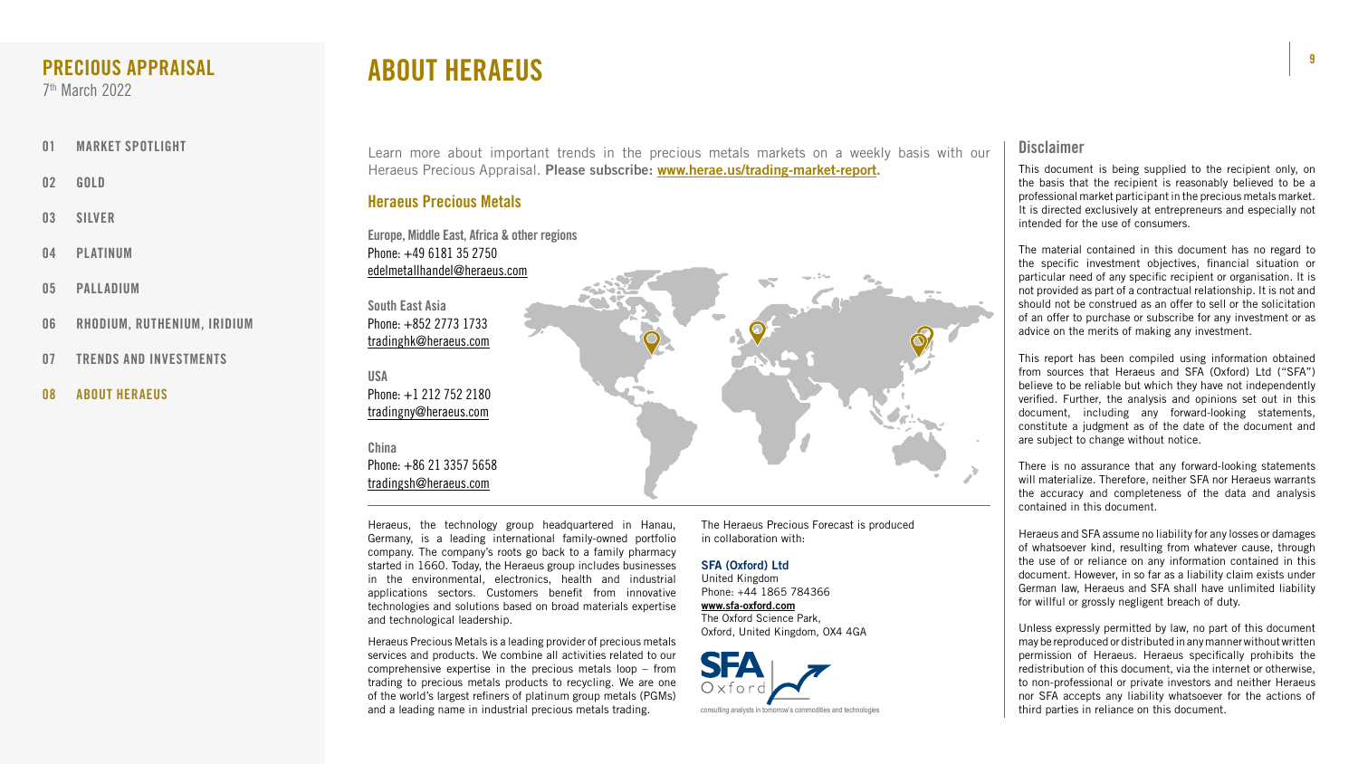# PRECIOUS APPRAISAL

7th March 2022

- 01 MARKET SPOTLIGHT
- 02 GOLD
- 03 SILVER
- 04 PLATINUM
- 05 PALLADIUM
- 06 RHODIUM, RUTHENIUM, IRIDIUM
- 07 TRENDS AND INVESTMENTS
- 08 ABOUT HERAEUS

# ABOUT HERAEUS

Learn more about important trends in the precious metals markets on a weekly basis with our Heraeus Precious Appraisal. **Please subscribe: www.herae.us/trading-market-report.**

## Heraeus Precious Metals

**Europe, Middle East, Africa & other regions**
Phone: +49 6181 35 2750
edelmetallhandel@heraeus.com

**South East Asia**
Phone: +852 2773 1733
tradinghk@heraeus.com

**USA**
Phone: +1 212 752 2180
tradingny@heraeus.com

**China**
Phone: +86 21 3357 5658
tradingsh@heraeus.com

Heraeus, the technology group headquartered in Hanau, Germany, is a leading international family-owned portfolio company. The company's roots go back to a family pharmacy started in 1660. Today, the Heraeus group includes businesses in the environmental, electronics, health and industrial applications sectors. Customers benefit from innovative technologies and solutions based on broad materials expertise and technological leadership.

Heraeus Precious Metals is a leading provider of precious metals services and products. We combine all activities related to our comprehensive expertise in the precious metals loop – from trading to precious metals products to recycling. We are one of the world's largest refiners of platinum group metals (PGMs) and a leading name in industrial precious metals trading.

The Heraeus Precious Forecast is produced in collaboration with:

**SFA (Oxford) Ltd**
United Kingdom
Phone: +44 1865 784366
**www.sfa-oxford.com**
The Oxford Science Park,
Oxford, United Kingdom, OX4 4GA

consulting analysts in tomorrow's commodities and technologies

## Disclaimer

This document is being supplied to the recipient only, on the basis that the recipient is reasonably believed to be a professional market participant in the precious metals market. It is directed exclusively at entrepreneurs and especially not intended for the use of consumers.

The material contained in this document has no regard to the specific investment objectives, financial situation or particular need of any specific recipient or organisation. It is not provided as part of a contractual relationship. It is not and should not be construed as an offer to sell or the solicitation of an offer to purchase or subscribe for any investment or as advice on the merits of making any investment.

This report has been compiled using information obtained from sources that Heraeus and SFA (Oxford) Ltd ("SFA") believe to be reliable but which they have not independently verified. Further, the analysis and opinions set out in this document, including any forward-looking statements, constitute a judgment as of the date of the document and are subject to change without notice.

There is no assurance that any forward-looking statements will materialize. Therefore, neither SFA nor Heraeus warrants the accuracy and completeness of the data and analysis contained in this document.

Heraeus and SFA assume no liability for any losses or damages of whatsoever kind, resulting from whatever cause, through the use of or reliance on any information contained in this document. However, in so far as a liability claim exists under German law, Heraeus and SFA shall have unlimited liability for willful or grossly negligent breach of duty.

Unless expressly permitted by law, no part of this document may be reproduced or distributed in any manner without written permission of Heraeus. Heraeus specifically prohibits the redistribution of this document, via the internet or otherwise, to non-professional or private investors and neither Heraeus nor SFA accepts any liability whatsoever for the actions of third parties in reliance on this document.